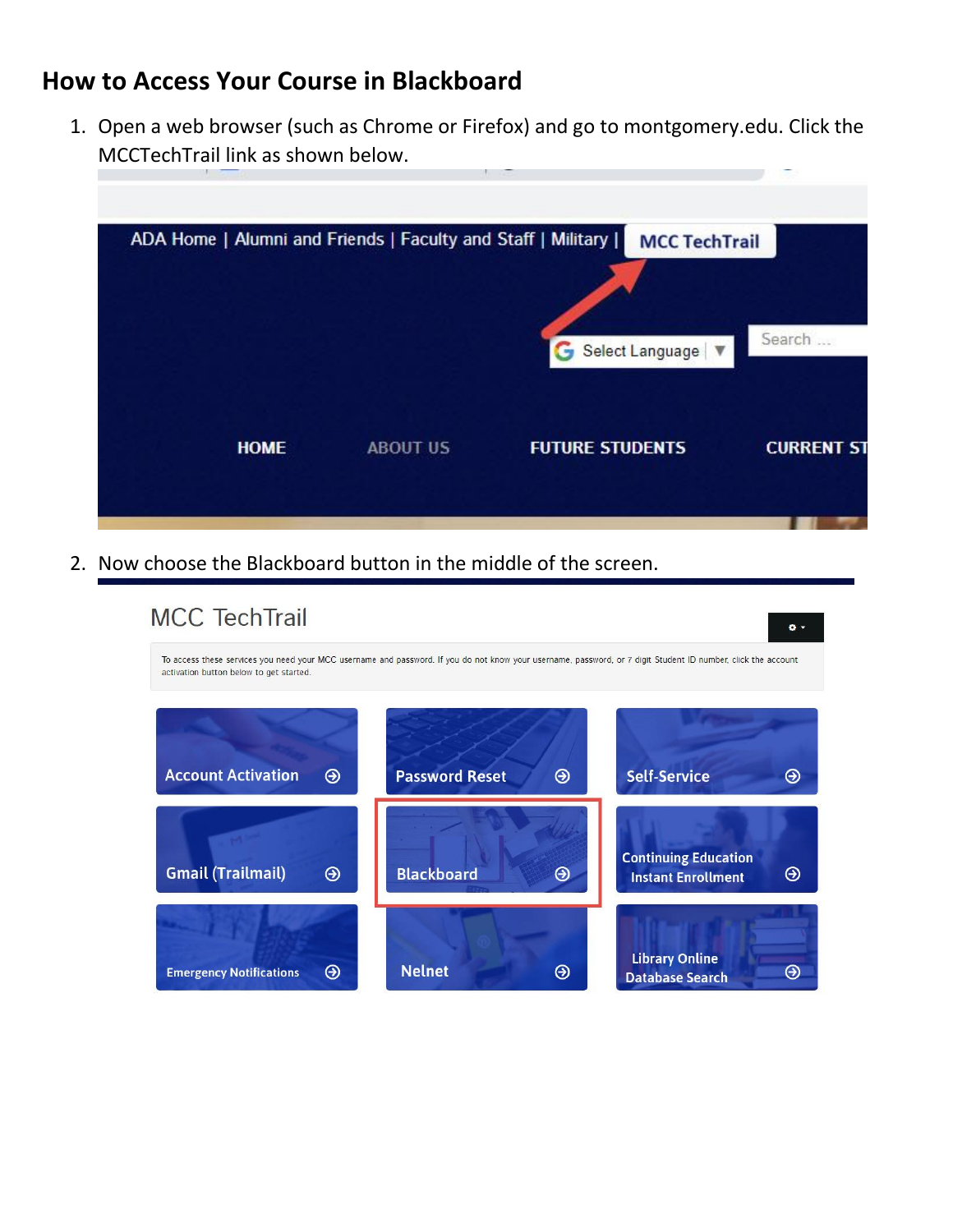# How to Access Your Course in Blackboard

1. Open a web browser (such as Chrome or Firefox) and go to montgomery.edu. Click the MCCTechTrail link as shown below.

2. Now choose the Blackboard button in the middle of the screen.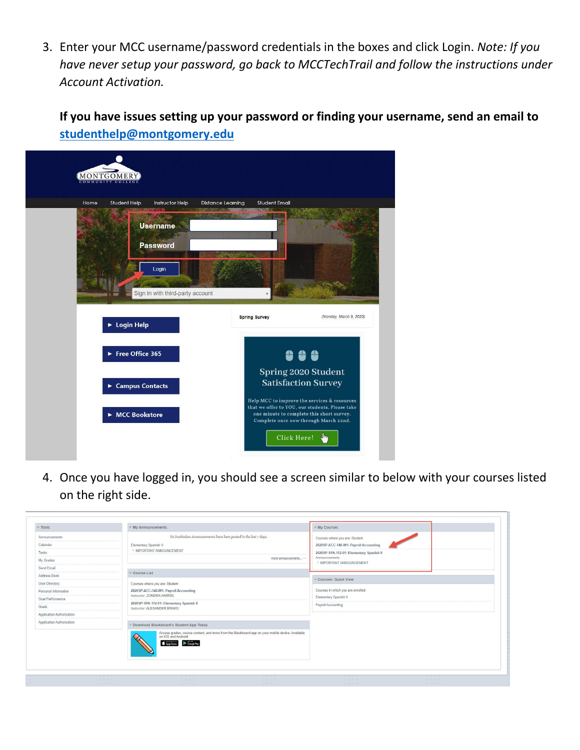3. Enter your MCC username/password credentials in the boxes and click Login. *Note: If you have never setup your password, go back to MCCTechTrail and follow the instructions under Account Activation.*

   **If you have issues setting up your password or finding your username, send an email to [studenthelp@montgomery.edu](mailto:studenthelp@montgomery.edu)**

4. Once you have logged in, you should see a screen similar to below with your courses listed on the right side.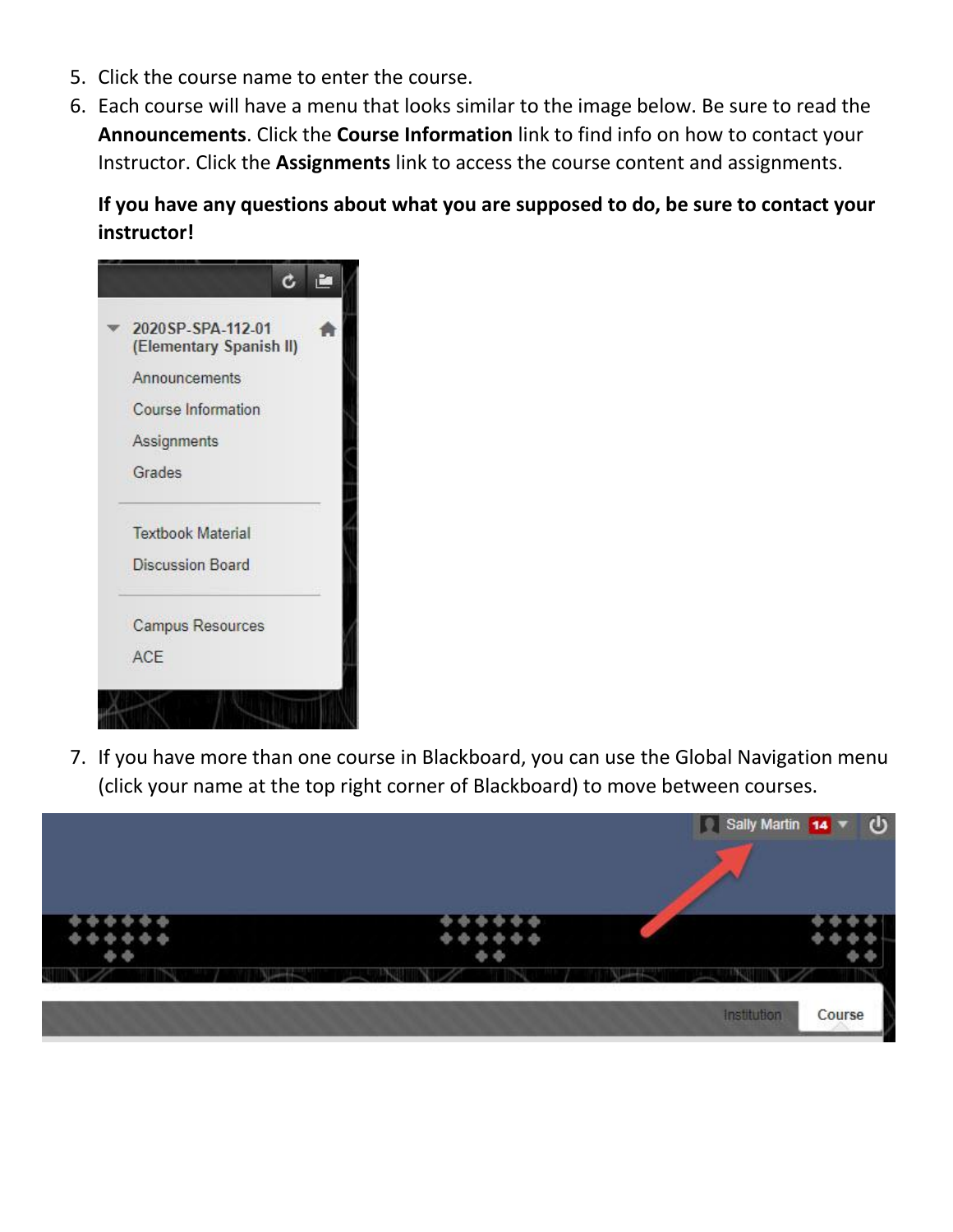5. Click the course name to enter the course.
6. Each course will have a menu that looks similar to the image below. Be sure to read the **Announcements**. Click the **Course Information** link to find info on how to contact your Instructor. Click the **Assignments** link to access the course content and assignments.

   **If you have any questions about what you are supposed to do, be sure to contact your instructor!**

7. If you have more than one course in Blackboard, you can use the Global Navigation menu (click your name at the top right corner of Blackboard) to move between courses.